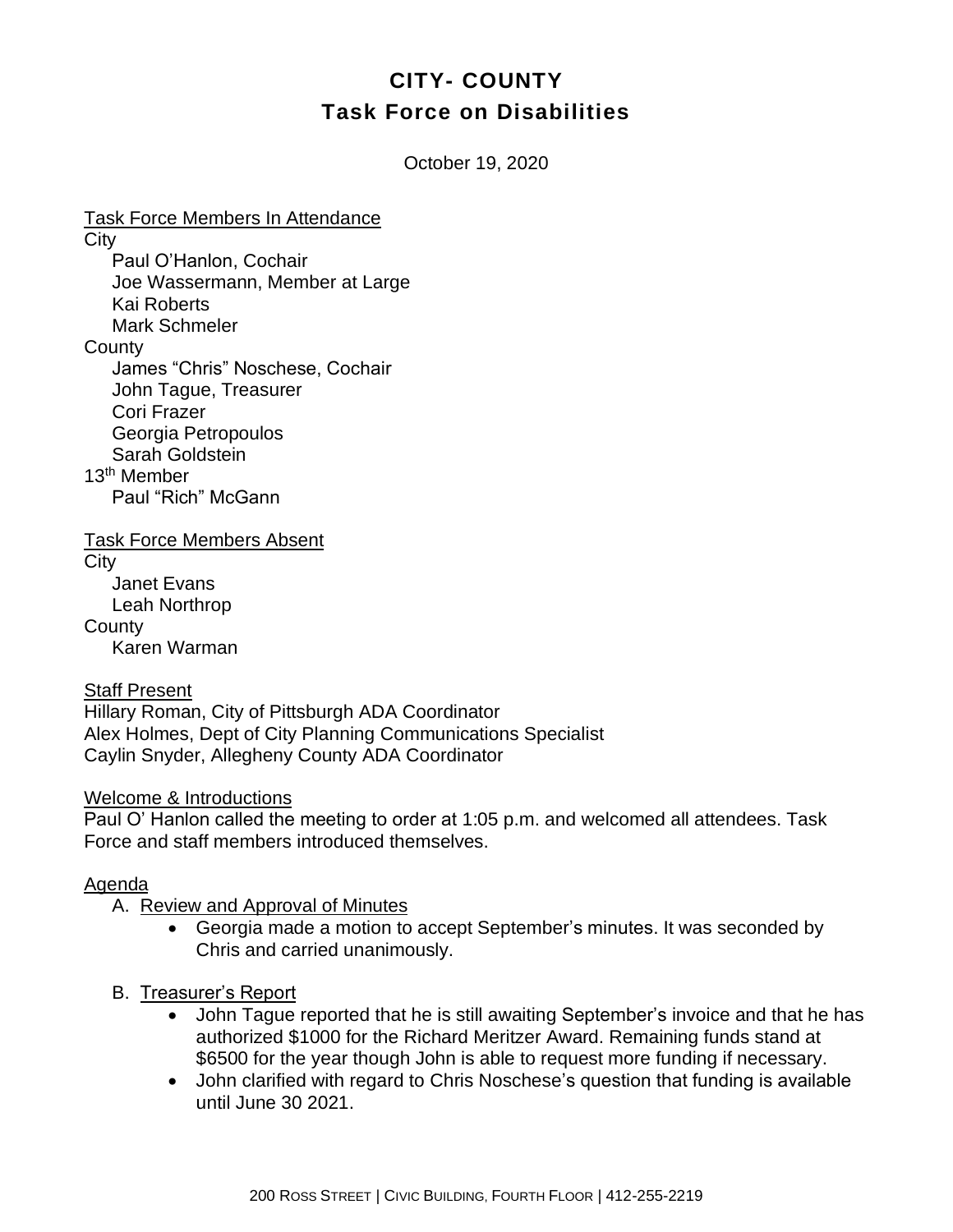# CITY- COUNTY
# Task Force on Disabilities

October 19, 2020

Task Force Members In Attendance

City

Paul O'Hanlon, Cochair
Joe Wassermann, Member at Large
Kai Roberts
Mark Schmeler

County

James "Chris" Noschese, Cochair
John Tague, Treasurer
Cori Frazer
Georgia Petropoulos
Sarah Goldstein

13th Member

Paul "Rich" McGann

Task Force Members Absent

City

Janet Evans
Leah Northrop

County

Karen Warman

Staff Present

Hillary Roman, City of Pittsburgh ADA Coordinator
Alex Holmes, Dept of City Planning Communications Specialist
Caylin Snyder, Allegheny County ADA Coordinator

Welcome & Introductions

Paul O' Hanlon called the meeting to order at 1:05 p.m. and welcomed all attendees. Task Force and staff members introduced themselves.

Agenda

A. Review and Approval of Minutes
   - Georgia made a motion to accept September's minutes. It was seconded by Chris and carried unanimously.

B. Treasurer's Report
   - John Tague reported that he is still awaiting September's invoice and that he has authorized $1000 for the Richard Meritzer Award. Remaining funds stand at $6500 for the year though John is able to request more funding if necessary.
   - John clarified with regard to Chris Noschese's question that funding is available until June 30 2021.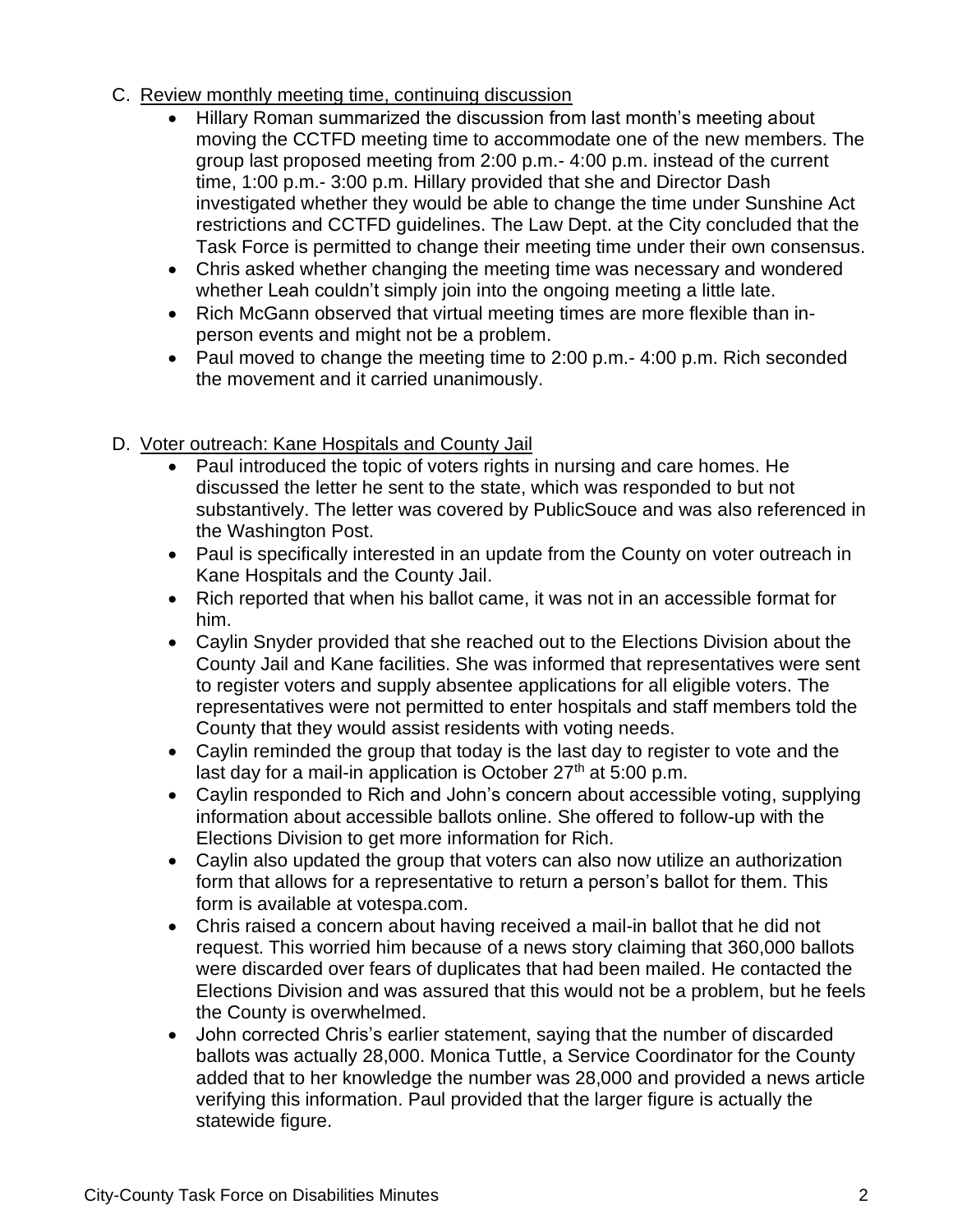C. Review monthly meeting time, continuing discussion

- Hillary Roman summarized the discussion from last month's meeting about moving the CCTFD meeting time to accommodate one of the new members. The group last proposed meeting from 2:00 p.m.- 4:00 p.m. instead of the current time, 1:00 p.m.- 3:00 p.m. Hillary provided that she and Director Dash investigated whether they would be able to change the time under Sunshine Act restrictions and CCTFD guidelines. The Law Dept. at the City concluded that the Task Force is permitted to change their meeting time under their own consensus.
- Chris asked whether changing the meeting time was necessary and wondered whether Leah couldn't simply join into the ongoing meeting a little late.
- Rich McGann observed that virtual meeting times are more flexible than in-person events and might not be a problem.
- Paul moved to change the meeting time to 2:00 p.m.- 4:00 p.m. Rich seconded the movement and it carried unanimously.

D. Voter outreach: Kane Hospitals and County Jail

- Paul introduced the topic of voters rights in nursing and care homes. He discussed the letter he sent to the state, which was responded to but not substantively. The letter was covered by PublicSouce and was also referenced in the Washington Post.
- Paul is specifically interested in an update from the County on voter outreach in Kane Hospitals and the County Jail.
- Rich reported that when his ballot came, it was not in an accessible format for him.
- Caylin Snyder provided that she reached out to the Elections Division about the County Jail and Kane facilities. She was informed that representatives were sent to register voters and supply absentee applications for all eligible voters. The representatives were not permitted to enter hospitals and staff members told the County that they would assist residents with voting needs.
- Caylin reminded the group that today is the last day to register to vote and the last day for a mail-in application is October 27th at 5:00 p.m.
- Caylin responded to Rich and John's concern about accessible voting, supplying information about accessible ballots online. She offered to follow-up with the Elections Division to get more information for Rich.
- Caylin also updated the group that voters can also now utilize an authorization form that allows for a representative to return a person's ballot for them. This form is available at votespa.com.
- Chris raised a concern about having received a mail-in ballot that he did not request. This worried him because of a news story claiming that 360,000 ballots were discarded over fears of duplicates that had been mailed. He contacted the Elections Division and was assured that this would not be a problem, but he feels the County is overwhelmed.
- John corrected Chris's earlier statement, saying that the number of discarded ballots was actually 28,000. Monica Tuttle, a Service Coordinator for the County added that to her knowledge the number was 28,000 and provided a news article verifying this information. Paul provided that the larger figure is actually the statewide figure.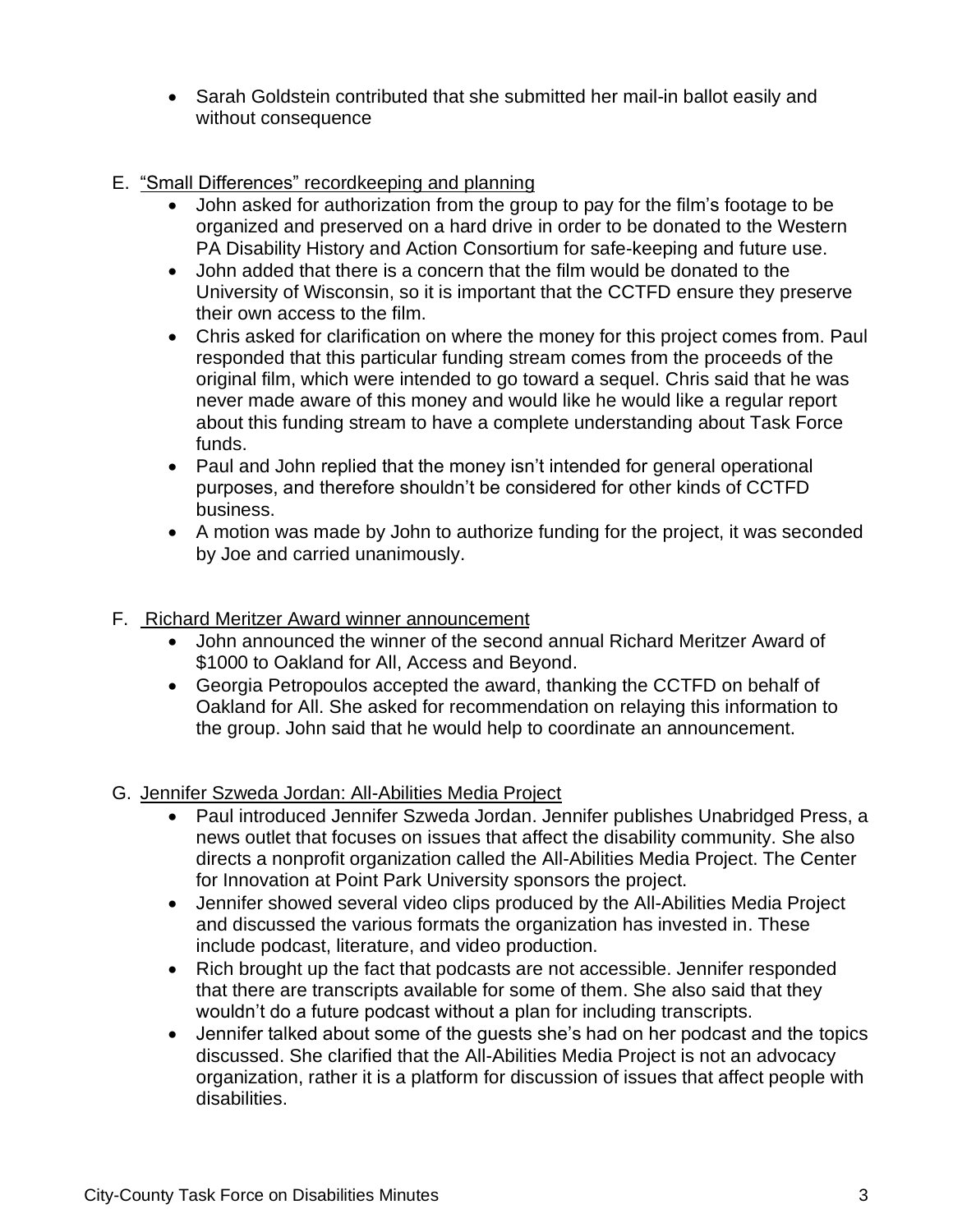- Sarah Goldstein contributed that she submitted her mail-in ballot easily and without consequence

E. "Small Differences" recordkeeping and planning
   - John asked for authorization from the group to pay for the film's footage to be organized and preserved on a hard drive in order to be donated to the Western PA Disability History and Action Consortium for safe-keeping and future use.
   - John added that there is a concern that the film would be donated to the University of Wisconsin, so it is important that the CCTFD ensure they preserve their own access to the film.
   - Chris asked for clarification on where the money for this project comes from. Paul responded that this particular funding stream comes from the proceeds of the original film, which were intended to go toward a sequel. Chris said that he was never made aware of this money and would like he would like a regular report about this funding stream to have a complete understanding about Task Force funds.
   - Paul and John replied that the money isn't intended for general operational purposes, and therefore shouldn't be considered for other kinds of CCTFD business.
   - A motion was made by John to authorize funding for the project, it was seconded by Joe and carried unanimously.

F. Richard Meritzer Award winner announcement
   - John announced the winner of the second annual Richard Meritzer Award of $1000 to Oakland for All, Access and Beyond.
   - Georgia Petropoulos accepted the award, thanking the CCTFD on behalf of Oakland for All. She asked for recommendation on relaying this information to the group. John said that he would help to coordinate an announcement.

G. Jennifer Szweda Jordan: All-Abilities Media Project
   - Paul introduced Jennifer Szweda Jordan. Jennifer publishes Unabridged Press, a news outlet that focuses on issues that affect the disability community. She also directs a nonprofit organization called the All-Abilities Media Project. The Center for Innovation at Point Park University sponsors the project.
   - Jennifer showed several video clips produced by the All-Abilities Media Project and discussed the various formats the organization has invested in. These include podcast, literature, and video production.
   - Rich brought up the fact that podcasts are not accessible. Jennifer responded that there are transcripts available for some of them. She also said that they wouldn't do a future podcast without a plan for including transcripts.
   - Jennifer talked about some of the guests she's had on her podcast and the topics discussed. She clarified that the All-Abilities Media Project is not an advocacy organization, rather it is a platform for discussion of issues that affect people with disabilities.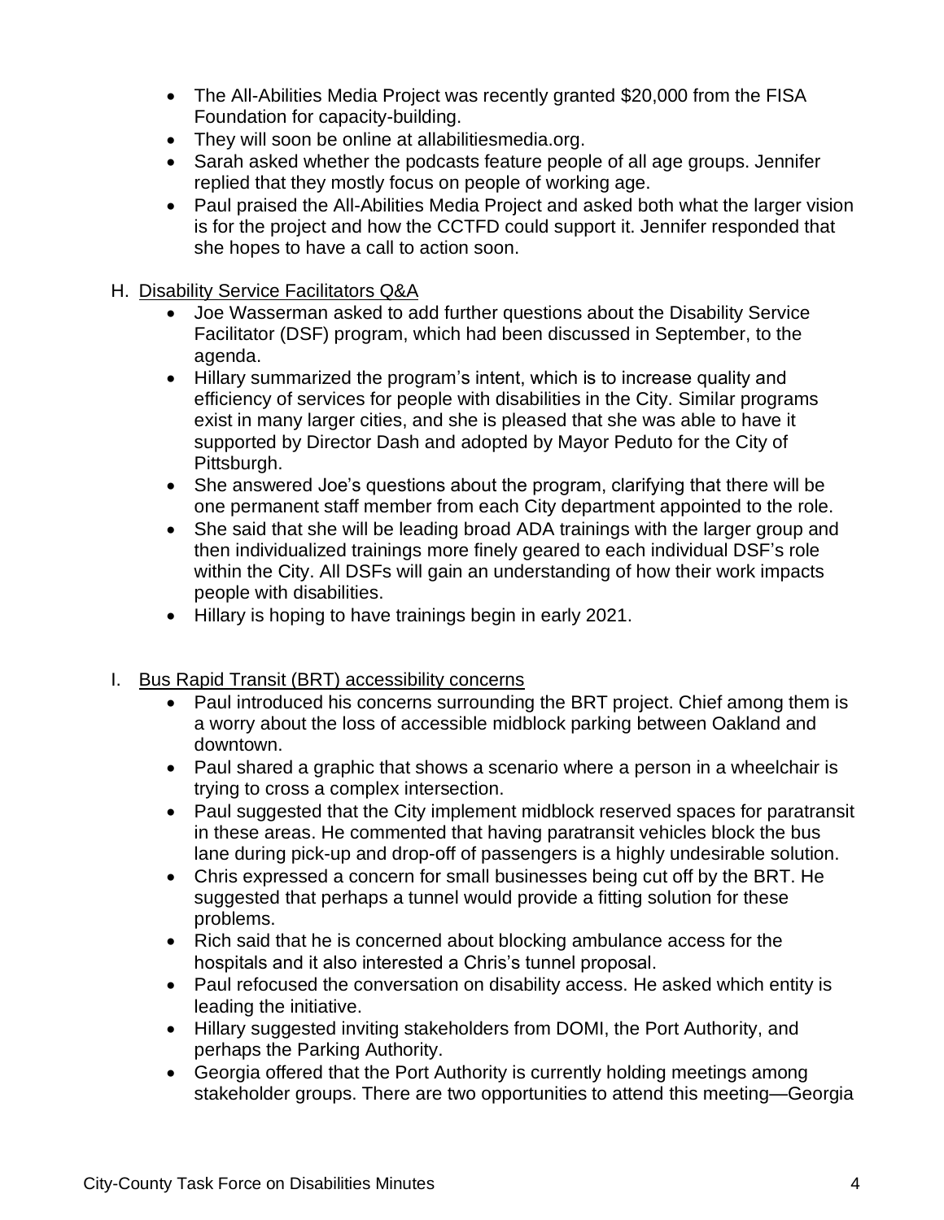- The All-Abilities Media Project was recently granted $20,000 from the FISA Foundation for capacity-building.
- They will soon be online at allabilitiesmedia.org.
- Sarah asked whether the podcasts feature people of all age groups. Jennifer replied that they mostly focus on people of working age.
- Paul praised the All-Abilities Media Project and asked both what the larger vision is for the project and how the CCTFD could support it. Jennifer responded that she hopes to have a call to action soon.

H. <u>Disability Service Facilitators Q&A</u>

- Joe Wasserman asked to add further questions about the Disability Service Facilitator (DSF) program, which had been discussed in September, to the agenda.
- Hillary summarized the program's intent, which is to increase quality and efficiency of services for people with disabilities in the City. Similar programs exist in many larger cities, and she is pleased that she was able to have it supported by Director Dash and adopted by Mayor Peduto for the City of Pittsburgh.
- She answered Joe's questions about the program, clarifying that there will be one permanent staff member from each City department appointed to the role.
- She said that she will be leading broad ADA trainings with the larger group and then individualized trainings more finely geared to each individual DSF's role within the City. All DSFs will gain an understanding of how their work impacts people with disabilities.
- Hillary is hoping to have trainings begin in early 2021.

I. <u>Bus Rapid Transit (BRT) accessibility concerns</u>

- Paul introduced his concerns surrounding the BRT project. Chief among them is a worry about the loss of accessible midblock parking between Oakland and downtown.
- Paul shared a graphic that shows a scenario where a person in a wheelchair is trying to cross a complex intersection.
- Paul suggested that the City implement midblock reserved spaces for paratransit in these areas. He commented that having paratransit vehicles block the bus lane during pick-up and drop-off of passengers is a highly undesirable solution.
- Chris expressed a concern for small businesses being cut off by the BRT. He suggested that perhaps a tunnel would provide a fitting solution for these problems.
- Rich said that he is concerned about blocking ambulance access for the hospitals and it also interested a Chris's tunnel proposal.
- Paul refocused the conversation on disability access. He asked which entity is leading the initiative.
- Hillary suggested inviting stakeholders from DOMI, the Port Authority, and perhaps the Parking Authority.
- Georgia offered that the Port Authority is currently holding meetings among stakeholder groups. There are two opportunities to attend this meeting—Georgia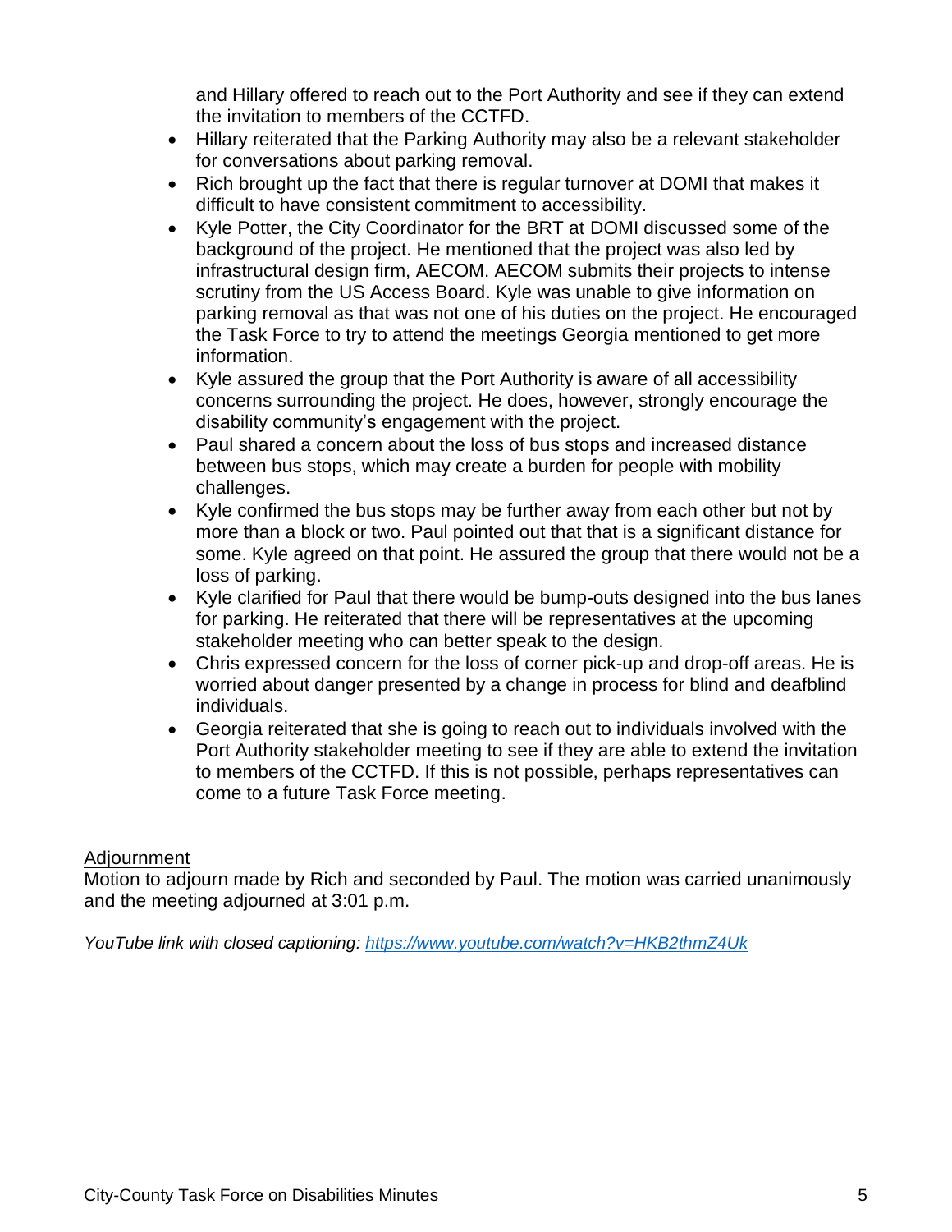and Hillary offered to reach out to the Port Authority and see if they can extend the invitation to members of the CCTFD.

- Hillary reiterated that the Parking Authority may also be a relevant stakeholder for conversations about parking removal.
- Rich brought up the fact that there is regular turnover at DOMI that makes it difficult to have consistent commitment to accessibility.
- Kyle Potter, the City Coordinator for the BRT at DOMI discussed some of the background of the project. He mentioned that the project was also led by infrastructural design firm, AECOM. AECOM submits their projects to intense scrutiny from the US Access Board. Kyle was unable to give information on parking removal as that was not one of his duties on the project. He encouraged the Task Force to try to attend the meetings Georgia mentioned to get more information.
- Kyle assured the group that the Port Authority is aware of all accessibility concerns surrounding the project. He does, however, strongly encourage the disability community's engagement with the project.
- Paul shared a concern about the loss of bus stops and increased distance between bus stops, which may create a burden for people with mobility challenges.
- Kyle confirmed the bus stops may be further away from each other but not by more than a block or two. Paul pointed out that that is a significant distance for some. Kyle agreed on that point. He assured the group that there would not be a loss of parking.
- Kyle clarified for Paul that there would be bump-outs designed into the bus lanes for parking. He reiterated that there will be representatives at the upcoming stakeholder meeting who can better speak to the design.
- Chris expressed concern for the loss of corner pick-up and drop-off areas. He is worried about danger presented by a change in process for blind and deafblind individuals.
- Georgia reiterated that she is going to reach out to individuals involved with the Port Authority stakeholder meeting to see if they are able to extend the invitation to members of the CCTFD. If this is not possible, perhaps representatives can come to a future Task Force meeting.

<u>Adjournment</u>

Motion to adjourn made by Rich and seconded by Paul. The motion was carried unanimously and the meeting adjourned at 3:01 p.m.

*YouTube link with closed captioning: [https://www.youtube.com/watch?v=HKB2thmZ4Uk](https://www.youtube.com/watch?v=HKB2thmZ4Uk)*